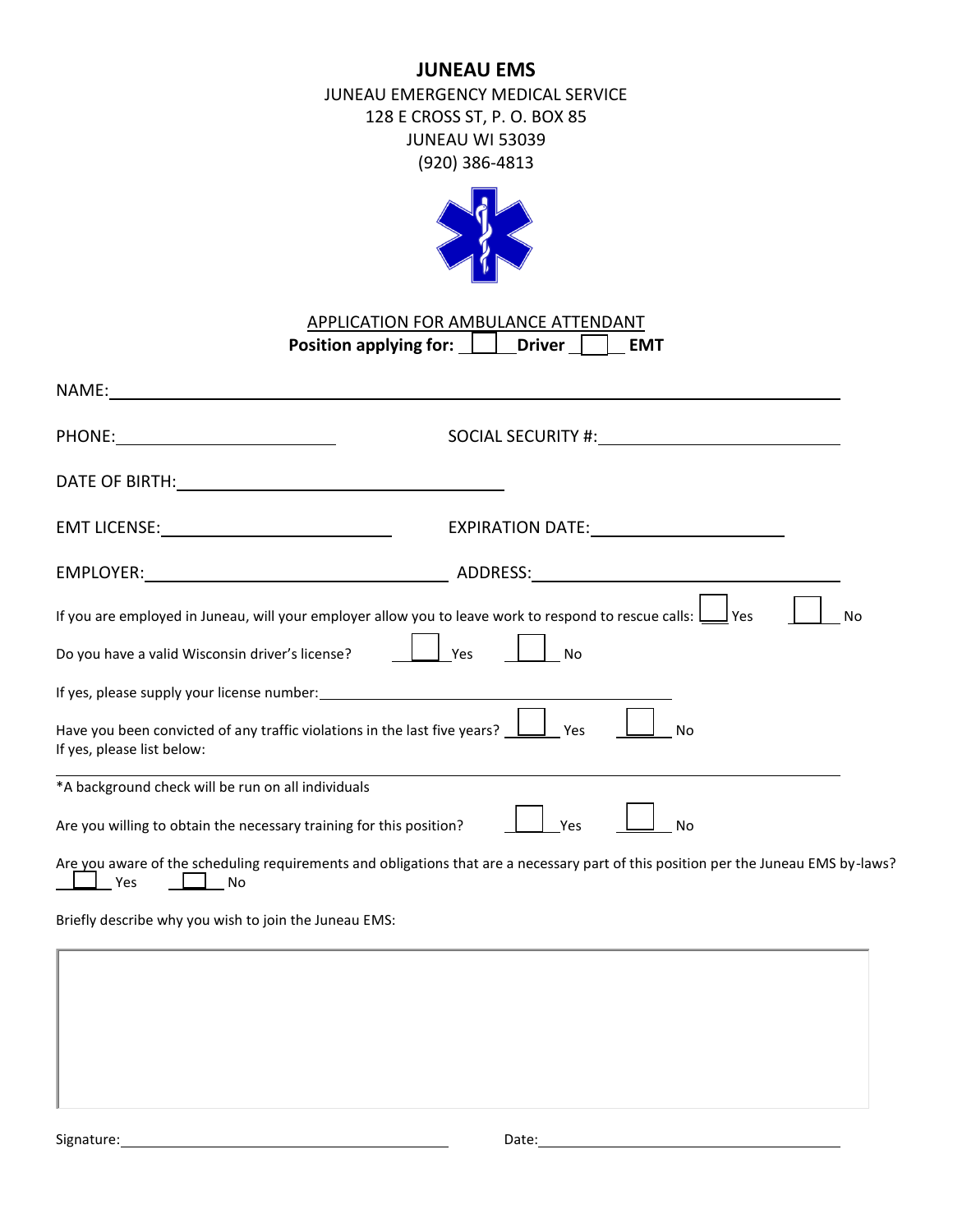# JUNEAU EMS

JUNEAU EMERGENCY MEDICAL SERVICE
128 E CROSS ST, P. O. BOX 85
JUNEAU WI 53039
(920) 386-4813

APPLICATION FOR AMBULANCE ATTENDANT

**Position applying for:** ☐ **Driver** ☐ **EMT**

NAME: ____________________________________________

PHONE: ____________________ SOCIAL SECURITY #: ____________________

DATE OF BIRTH: ____________________________

EMT LICENSE: ____________________ EXPIRATION DATE: ____________________

EMPLOYER: ____________________ ADDRESS: ____________________

If you are employed in Juneau, will your employer allow you to leave work to respond to rescue calls: ☐ Yes ☐ No

Do you have a valid Wisconsin driver's license? ☐ Yes ☐ No

If yes, please supply your license number: ____________________________

Have you been convicted of any traffic violations in the last five years? ☐ Yes ☐ No

If yes, please list below:

____________________________________________

*A background check will be run on all individuals

Are you willing to obtain the necessary training for this position? ☐ Yes ☐ No

Are you aware of the scheduling requirements and obligations that are a necessary part of this position per the Juneau EMS by-laws? ☐ Yes ☐ No

Briefly describe why you wish to join the Juneau EMS:

|   |
|---|
|   |

Signature: ____________________________ Date: ____________________________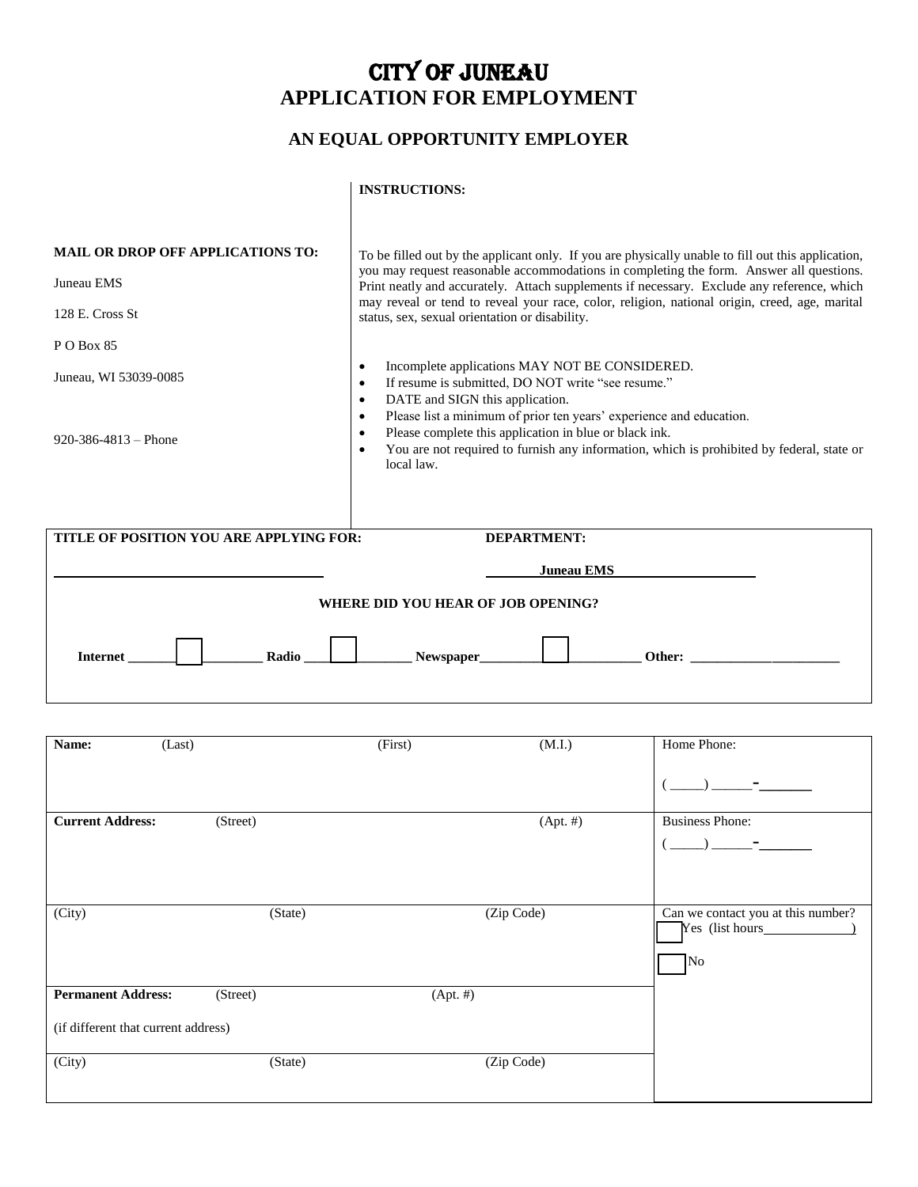# CITY OF JUNEAU
# APPLICATION FOR EMPLOYMENT

## AN EQUAL OPPORTUNITY EMPLOYER

**MAIL OR DROP OFF APPLICATIONS TO:**

Juneau EMS

128 E. Cross St

P O Box 85

Juneau, WI 53039-0085

920-386-4813 – Phone

**INSTRUCTIONS:**

To be filled out by the applicant only. If you are physically unable to fill out this application, you may request reasonable accommodations in completing the form. Answer all questions. Print neatly and accurately. Attach supplements if necessary. Exclude any reference, which may reveal or tend to reveal your race, color, religion, national origin, creed, age, marital status, sex, sexual orientation or disability.

- Incomplete applications MAY NOT BE CONSIDERED.
- If resume is submitted, DO NOT write "see resume."
- DATE and SIGN this application.
- Please list a minimum of prior ten years' experience and education.
- Please complete this application in blue or black ink.
- You are not required to furnish any information, which is prohibited by federal, state or local law.

**TITLE OF POSITION YOU ARE APPLYING FOR:** ______________________________

**DEPARTMENT:** **Juneau EMS**

**WHERE DID YOU HEAR OF JOB OPENING?**

**Internet** ☐ **Radio** ☐ **Newspaper** ☐ **Other:** ______________________

| **Name:** (Last) | (First) | (M.I.) | Home Phone: ( _____) ______-_______ |
|---|---|---|---|
| **Current Address:** (Street) | | (Apt. #) | Business Phone: ( _____) ______-_______ |
| (City) | (State) | (Zip Code) | Can we contact you at this number? ☐ Yes (list hours_____________) ☐ No |
| **Permanent Address:** (Street) (if different that current address) | (Apt. #) | | |
| (City) | (State) | (Zip Code) | |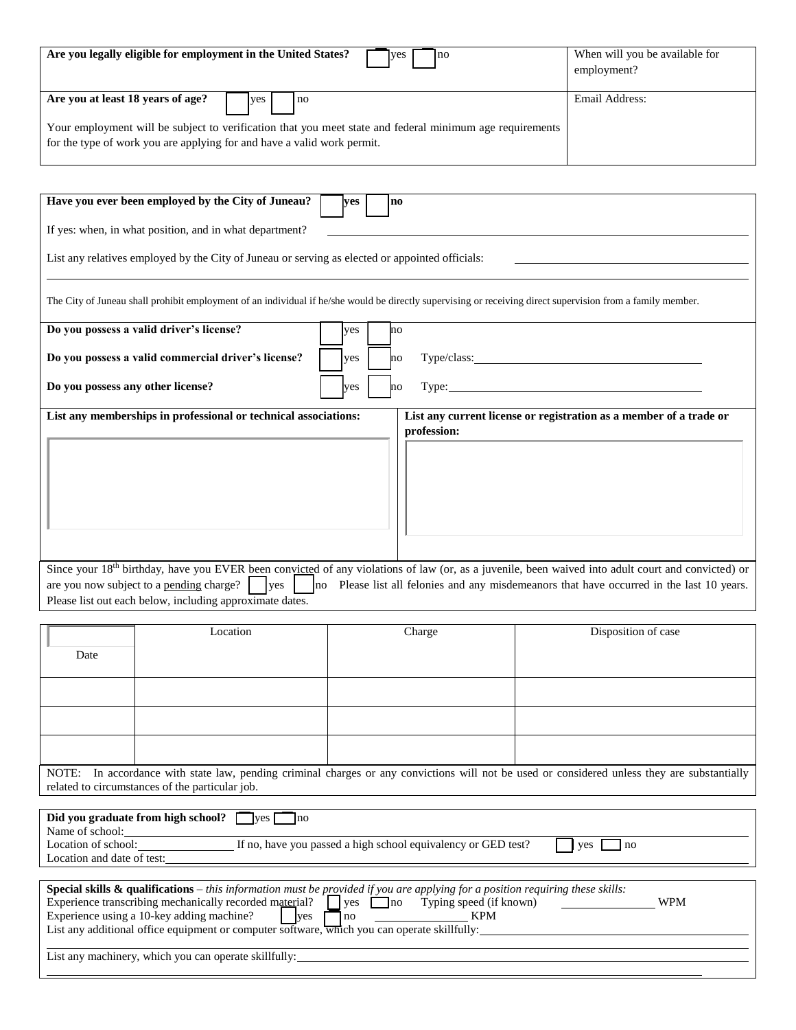| **Are you legally eligible for employment in the United States?** ☐ yes ☐ no | When will you be available for employment? |
| --- | --- |
| **Are you at least 18 years of age?** ☐ yes ☐ no<br><br>Your employment will be subject to verification that you meet state and federal minimum age requirements for the type of work you are applying for and have a valid work permit. | Email Address: |

**Have you ever been employed by the City of Juneau?** ☐ **yes** ☐ **no**

If yes: when, in what position, and in what department? \_\_\_\_\_\_\_\_\_\_\_\_\_\_\_\_\_\_\_\_

List any relatives employed by the City of Juneau or serving as elected or appointed officials: \_\_\_\_\_\_\_\_\_\_\_\_\_\_\_\_\_\_\_\_

The City of Juneau shall prohibit employment of an individual if he/she would be directly supervising or receiving direct supervision from a family member.

**Do you possess a valid driver's license?** ☐ yes ☐ no

**Do you possess a valid commercial driver's license?** ☐ yes ☐ no Type/class: \_\_\_\_\_\_\_\_\_\_\_\_\_\_\_\_\_\_\_\_

**Do you possess any other license?** ☐ yes ☐ no Type: \_\_\_\_\_\_\_\_\_\_\_\_\_\_\_\_\_\_\_\_

| **List any memberships in professional or technical associations:** | **List any current license or registration as a member of a trade or profession:** |
| --- | --- |
| | |

Since your 18th birthday, have you EVER been convicted of any violations of law (or, as a juvenile, been waived into adult court and convicted) or are you now subject to a pending charge? ☐ yes ☐ no Please list all felonies and any misdemeanors that have occurred in the last 10 years. Please list out each below, including approximate dates.

| Date | Location | Charge | Disposition of case |
| --- | --- | --- | --- |
| | | | |
| | | | |
| | | | |

NOTE: In accordance with state law, pending criminal charges or any convictions will not be used or considered unless they are substantially related to circumstances of the particular job.

**Did you graduate from high school?** ☐ yes ☐ no

Name of school: \_\_\_\_\_\_\_\_\_\_\_\_\_\_\_\_\_\_\_\_

Location of school: \_\_\_\_\_\_\_\_\_\_ If no, have you passed a high school equivalency or GED test? ☐ yes ☐ no

Location and date of test: \_\_\_\_\_\_\_\_\_\_\_\_\_\_\_\_\_\_\_\_

**Special skills & qualifications** – *this information must be provided if you are applying for a position requiring these skills:*

Experience transcribing mechanically recorded material? ☐ yes ☐ no Typing speed (if known) \_\_\_\_\_\_\_\_\_\_ WPM

Experience using a 10-key adding machine? ☐ yes ☐ no \_\_\_\_\_\_\_\_\_\_ KPM

List any additional office equipment or computer software, which you can operate skillfully: \_\_\_\_\_\_\_\_\_\_\_\_\_\_\_\_\_\_\_\_

List any machinery, which you can operate skillfully: \_\_\_\_\_\_\_\_\_\_\_\_\_\_\_\_\_\_\_\_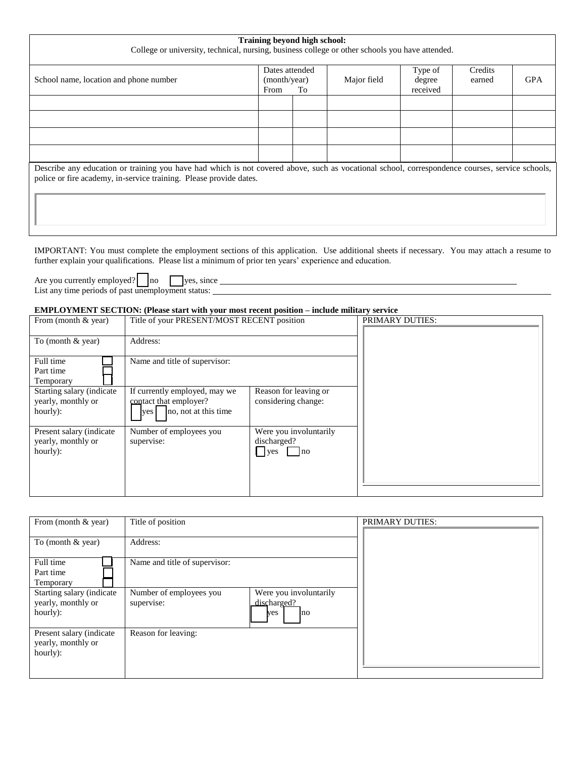**Training beyond high school:**
College or university, technical, nursing, business college or other schools you have attended.

| School name, location and phone number | Dates attended (month/year) From | To | Major field | Type of degree received | Credits earned | GPA |
|---|---|---|---|---|---|---|
| | | | | | | |
| | | | | | | |
| | | | | | | |
| | | | | | | |

Describe any education or training you have had which is not covered above, such as vocational school, correspondence courses, service schools, police or fire academy, in-service training. Please provide dates.

IMPORTANT: You must complete the employment sections of this application. Use additional sheets if necessary. You may attach a resume to further explain your qualifications. Please list a minimum of prior ten years' experience and education.

Are you currently employed? ☐ no ☐ yes, since ______________________________

List any time periods of past unemployment status: ______________________________

**EMPLOYMENT SECTION: (Please start with your most recent position – include military service**

| From (month & year) | Title of your PRESENT/MOST RECENT position | | PRIMARY DUTIES: |
|---|---|---|---|
| To (month & year) | Address: | | |
| Full time ☐<br>Part time ☐<br>Temporary ☐ | Name and title of supervisor: | | |
| Starting salary (indicate yearly, monthly or hourly): | If currently employed, may we contact that employer?<br>☐ yes ☐ no, not at this time | Reason for leaving or considering change: | |
| Present salary (indicate yearly, monthly or hourly): | Number of employees you supervise: | Were you involuntarily discharged?<br>☐ yes ☐ no | |

| From (month & year) | Title of position | | PRIMARY DUTIES: |
|---|---|---|---|
| To (month & year) | Address: | | |
| Full time ☐<br>Part time ☐<br>Temporary ☐ | Name and title of supervisor: | | |
| Starting salary (indicate yearly, monthly or hourly): | Number of employees you supervise: | Were you involuntarily discharged?<br>☐ yes ☐ no | |
| Present salary (indicate yearly, monthly or hourly): | Reason for leaving: | | |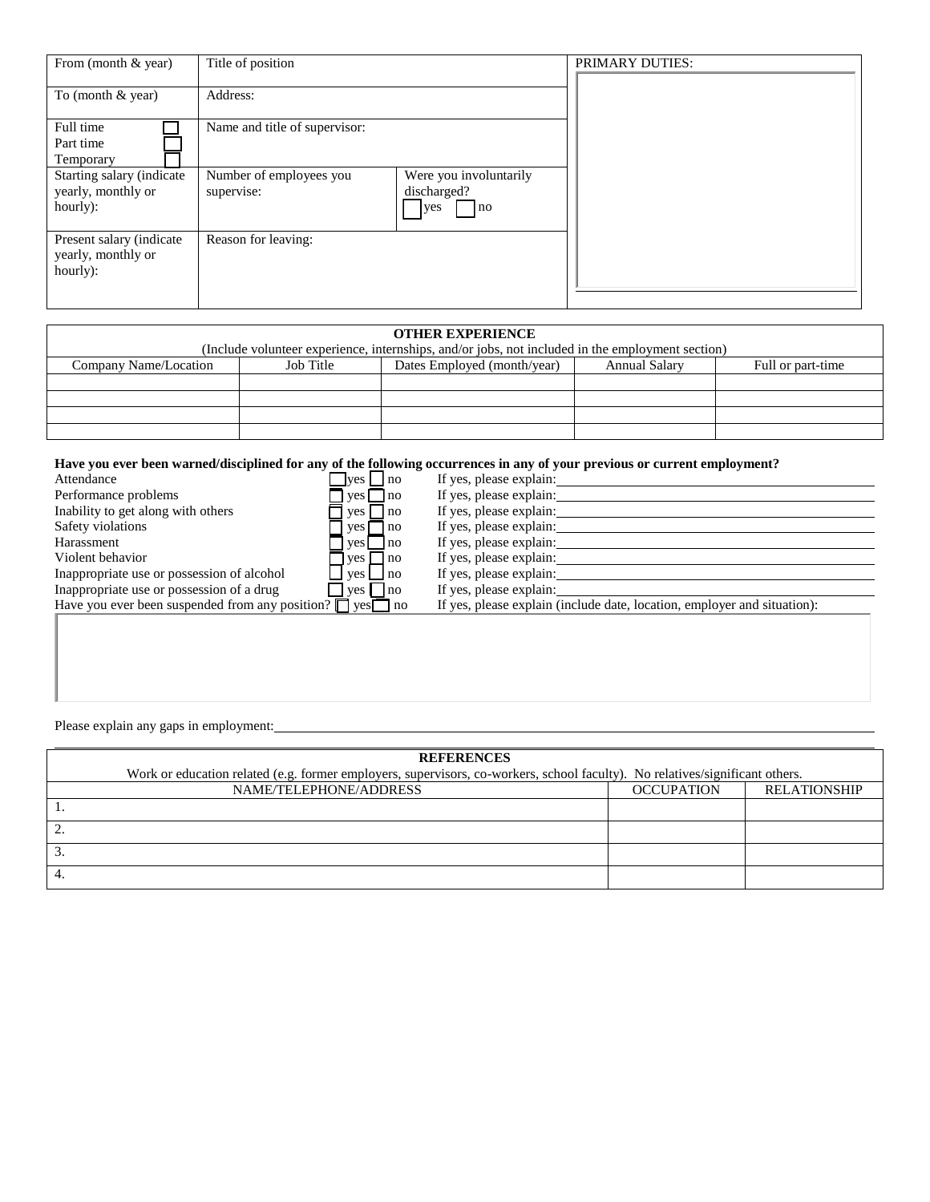| From (month & year) | Title of position | | PRIMARY DUTIES: |
|---|---|---|---|
| To (month & year) | Address: | | |
| Full time ☐<br>Part time ☐<br>Temporary ☐ | Name and title of supervisor: | | |
| Starting salary (indicate yearly, monthly or hourly): | Number of employees you supervise: | Were you involuntarily discharged?<br>☐ yes ☐ no | |
| Present salary (indicate yearly, monthly or hourly): | Reason for leaving: | | |

| **OTHER EXPERIENCE**<br>(Include volunteer experience, internships, and/or jobs, not included in the employment section) | | | | |
|---|---|---|---|---|
| Company Name/Location | Job Title | Dates Employed (month/year) | Annual Salary | Full or part-time |
| | | | | |
| | | | | |
| | | | | |
| | | | | |

**Have you ever been warned/disciplined for any of the following occurrences in any of your previous or current employment?**

| | | |
|---|---|---|
| Attendance | ☐ yes ☐ no | If yes, please explain: |
| Performance problems | ☐ yes ☐ no | If yes, please explain: |
| Inability to get along with others | ☐ yes ☐ no | If yes, please explain: |
| Safety violations | ☐ yes ☐ no | If yes, please explain: |
| Harassment | ☐ yes ☐ no | If yes, please explain: |
| Violent behavior | ☐ yes ☐ no | If yes, please explain: |
| Inappropriate use or possession of alcohol | ☐ yes ☐ no | If yes, please explain: |
| Inappropriate use or possession of a drug | ☐ yes ☐ no | If yes, please explain: |
| Have you ever been suspended from any position? | ☐ yes ☐ no | If yes, please explain (include date, location, employer and situation): |

Please explain any gaps in employment: ______________________________

| **REFERENCES**<br>Work or education related (e.g. former employers, supervisors, co-workers, school faculty). No relatives/significant others. | | |
|---|---|---|
| NAME/TELEPHONE/ADDRESS | OCCUPATION | RELATIONSHIP |
| 1. | | |
| 2. | | |
| 3. | | |
| 4. | | |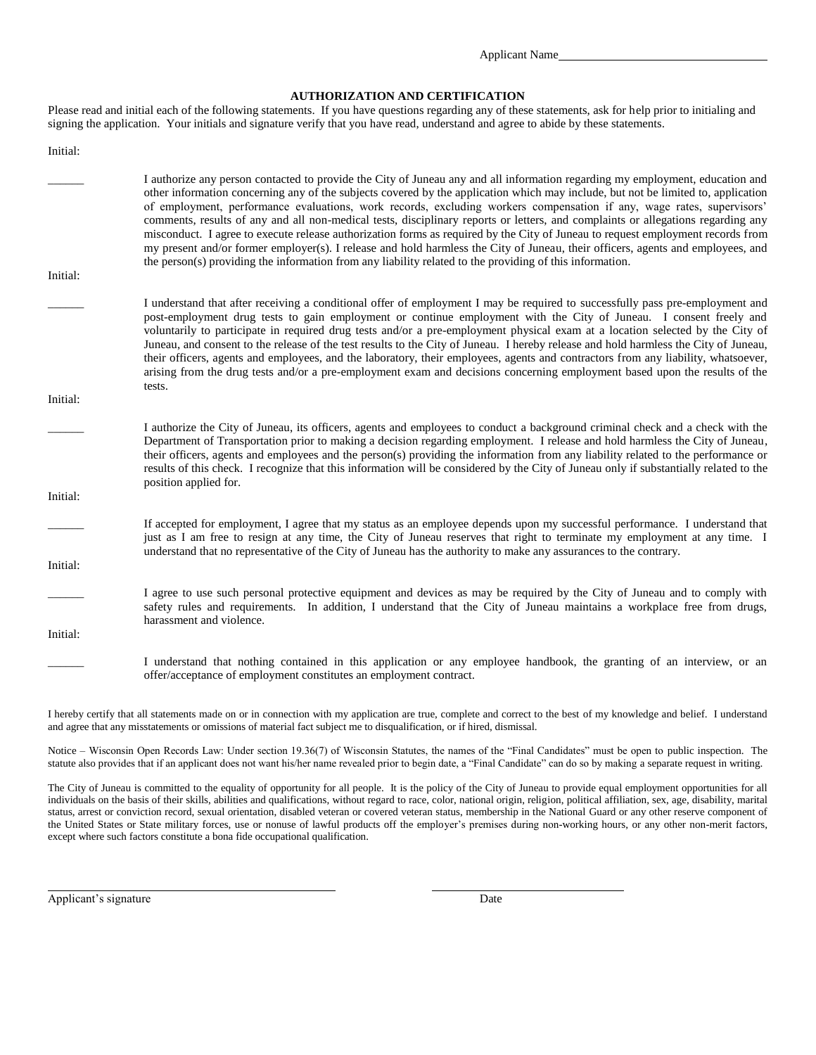Applicant Name___________________________________

## AUTHORIZATION AND CERTIFICATION

Please read and initial each of the following statements. If you have questions regarding any of these statements, ask for help prior to initialing and signing the application. Your initials and signature verify that you have read, understand and agree to abide by these statements.

Initial:

______ I authorize any person contacted to provide the City of Juneau any and all information regarding my employment, education and other information concerning any of the subjects covered by the application which may include, but not be limited to, application of employment, performance evaluations, work records, excluding workers compensation if any, wage rates, supervisors' comments, results of any and all non-medical tests, disciplinary reports or letters, and complaints or allegations regarding any misconduct. I agree to execute release authorization forms as required by the City of Juneau to request employment records from my present and/or former employer(s). I release and hold harmless the City of Juneau, their officers, agents and employees, and the person(s) providing the information from any liability related to the providing of this information.

Initial:

______ I understand that after receiving a conditional offer of employment I may be required to successfully pass pre-employment and post-employment drug tests to gain employment or continue employment with the City of Juneau. I consent freely and voluntarily to participate in required drug tests and/or a pre-employment physical exam at a location selected by the City of Juneau, and consent to the release of the test results to the City of Juneau. I hereby release and hold harmless the City of Juneau, their officers, agents and employees, and the laboratory, their employees, agents and contractors from any liability, whatsoever, arising from the drug tests and/or a pre-employment exam and decisions concerning employment based upon the results of the tests.

Initial:

______ I authorize the City of Juneau, its officers, agents and employees to conduct a background criminal check and a check with the Department of Transportation prior to making a decision regarding employment. I release and hold harmless the City of Juneau, their officers, agents and employees and the person(s) providing the information from any liability related to the performance or results of this check. I recognize that this information will be considered by the City of Juneau only if substantially related to the position applied for.

Initial:

______ If accepted for employment, I agree that my status as an employee depends upon my successful performance. I understand that just as I am free to resign at any time, the City of Juneau reserves that right to terminate my employment at any time. I understand that no representative of the City of Juneau has the authority to make any assurances to the contrary.

Initial:

______ I agree to use such personal protective equipment and devices as may be required by the City of Juneau and to comply with safety rules and requirements. In addition, I understand that the City of Juneau maintains a workplace free from drugs, harassment and violence.

Initial:

______ I understand that nothing contained in this application or any employee handbook, the granting of an interview, or an offer/acceptance of employment constitutes an employment contract.

I hereby certify that all statements made on or in connection with my application are true, complete and correct to the best of my knowledge and belief. I understand and agree that any misstatements or omissions of material fact subject me to disqualification, or if hired, dismissal.

Notice – Wisconsin Open Records Law: Under section 19.36(7) of Wisconsin Statutes, the names of the "Final Candidates" must be open to public inspection. The statute also provides that if an applicant does not want his/her name revealed prior to begin date, a "Final Candidate" can do so by making a separate request in writing.

The City of Juneau is committed to the equality of opportunity for all people. It is the policy of the City of Juneau to provide equal employment opportunities for all individuals on the basis of their skills, abilities and qualifications, without regard to race, color, national origin, religion, political affiliation, sex, age, disability, marital status, arrest or conviction record, sexual orientation, disabled veteran or covered veteran status, membership in the National Guard or any other reserve component of the United States or State military forces, use or nonuse of lawful products off the employer's premises during non-working hours, or any other non-merit factors, except where such factors constitute a bona fide occupational qualification.

_______________________________________ _______________________

Applicant's signature Date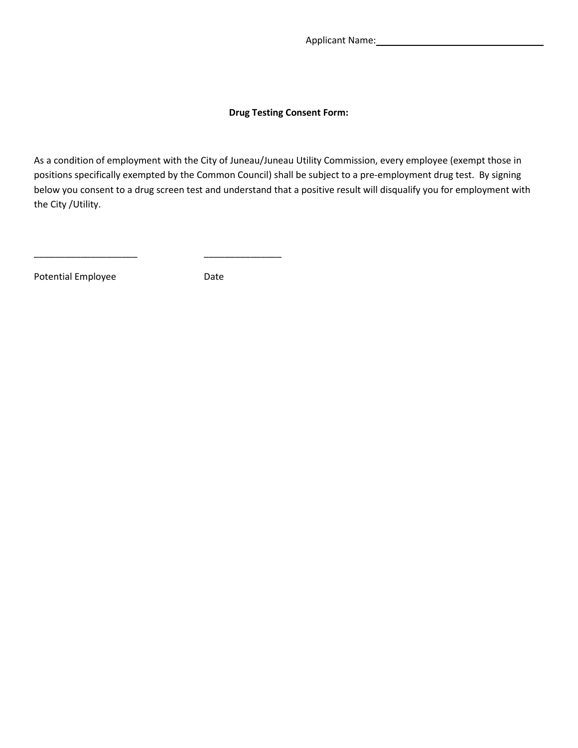Applicant Name: ________________________________

**Drug Testing Consent Form:**

As a condition of employment with the City of Juneau/Juneau Utility Commission, every employee (exempt those in positions specifically exempted by the Common Council) shall be subject to a pre-employment drug test. By signing below you consent to a drug screen test and understand that a positive result will disqualify you for employment with the City /Utility.

____________________ _______________

Potential Employee Date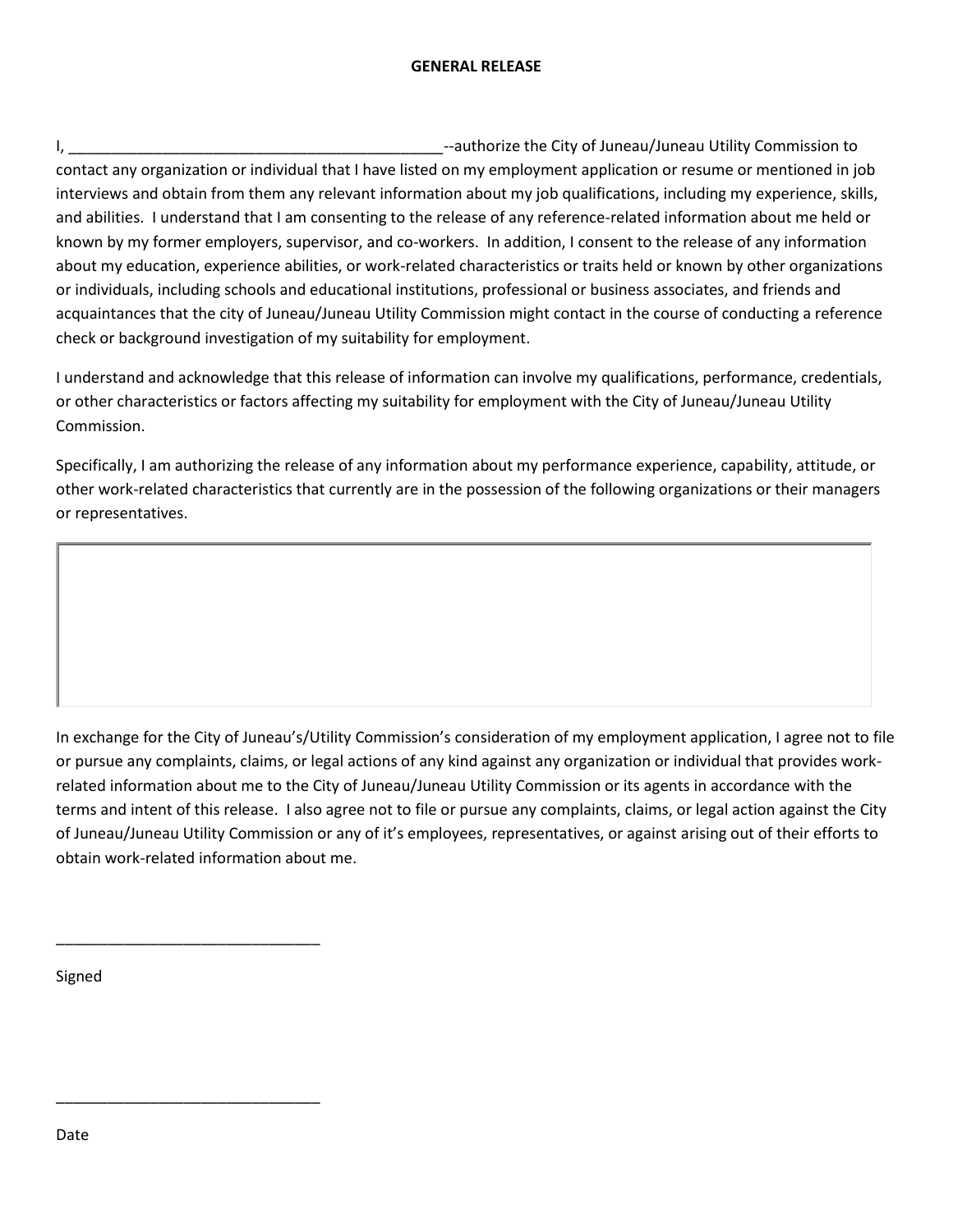**GENERAL RELEASE**

I, _____________________________________________--authorize the City of Juneau/Juneau Utility Commission to contact any organization or individual that I have listed on my employment application or resume or mentioned in job interviews and obtain from them any relevant information about my job qualifications, including my experience, skills, and abilities. I understand that I am consenting to the release of any reference-related information about me held or known by my former employers, supervisor, and co-workers. In addition, I consent to the release of any information about my education, experience abilities, or work-related characteristics or traits held or known by other organizations or individuals, including schools and educational institutions, professional or business associates, and friends and acquaintances that the city of Juneau/Juneau Utility Commission might contact in the course of conducting a reference check or background investigation of my suitability for employment.

I understand and acknowledge that this release of information can involve my qualifications, performance, credentials, or other characteristics or factors affecting my suitability for employment with the City of Juneau/Juneau Utility Commission.

Specifically, I am authorizing the release of any information about my performance experience, capability, attitude, or other work-related characteristics that currently are in the possession of the following organizations or their managers or representatives.

In exchange for the City of Juneau's/Utility Commission's consideration of my employment application, I agree not to file or pursue any complaints, claims, or legal actions of any kind against any organization or individual that provides work-related information about me to the City of Juneau/Juneau Utility Commission or its agents in accordance with the terms and intent of this release. I also agree not to file or pursue any complaints, claims, or legal action against the City of Juneau/Juneau Utility Commission or any of it's employees, representatives, or against arising out of their efforts to obtain work-related information about me.

_______________________________

Signed

_______________________________

Date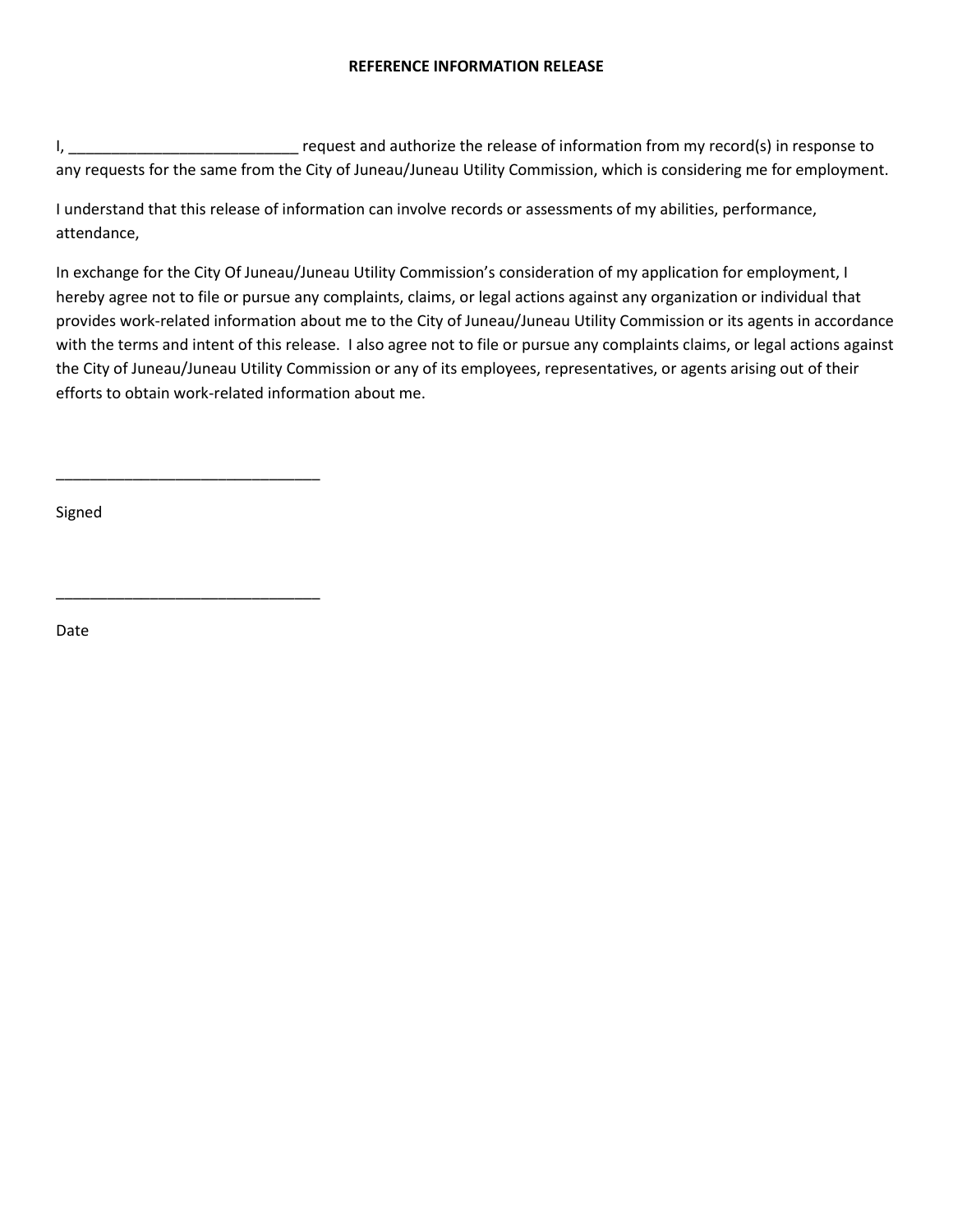**REFERENCE INFORMATION RELEASE**

I, ___________________________ request and authorize the release of information from my record(s) in response to any requests for the same from the City of Juneau/Juneau Utility Commission, which is considering me for employment.

I understand that this release of information can involve records or assessments of my abilities, performance, attendance,

In exchange for the City Of Juneau/Juneau Utility Commission's consideration of my application for employment, I hereby agree not to file or pursue any complaints, claims, or legal actions against any organization or individual that provides work-related information about me to the City of Juneau/Juneau Utility Commission or its agents in accordance with the terms and intent of this release. I also agree not to file or pursue any complaints claims, or legal actions against the City of Juneau/Juneau Utility Commission or any of its employees, representatives, or agents arising out of their efforts to obtain work-related information about me.

_______________________________

Signed

_______________________________

Date